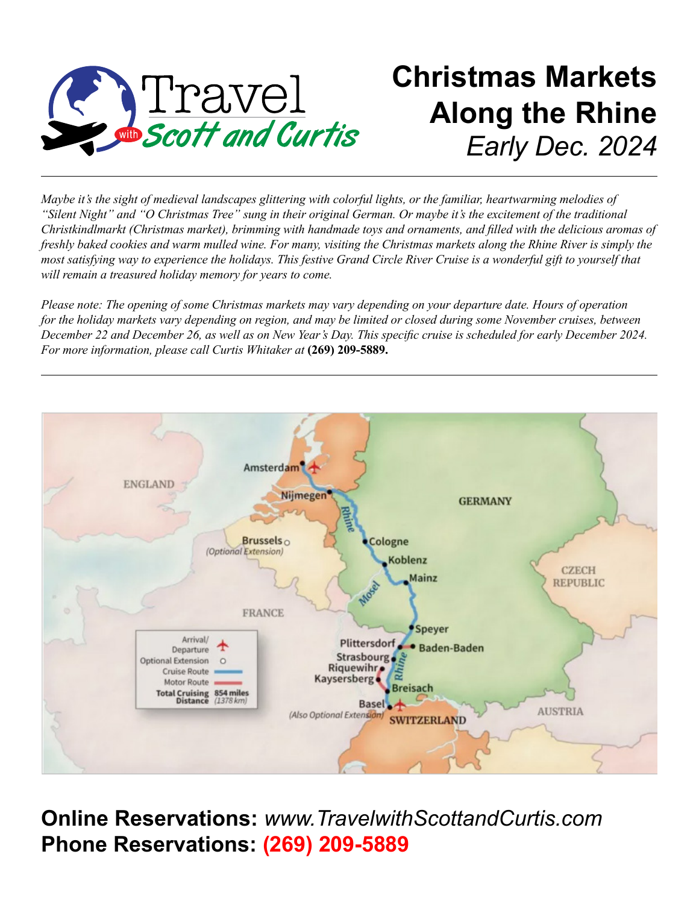# Christmas Markets Along the Rhine

*Early Dec. 2024*

*Maybe it's the sight of medieval landscapes glittering with colorful lights, or the familiar, heartwarming melodies of "Silent Night" and "O Christmas Tree" sung in their original German. Or maybe it's the excitement of the traditional Christkindlmarkt (Christmas market), brimming with handmade toys and ornaments, and filled with the delicious aromas of freshly baked cookies and warm mulled wine. For many, visiting the Christmas markets along the Rhine River is simply the most satisfying way to experience the holidays. This festive Grand Circle River Cruise is a wonderful gift to yourself that will remain a treasured holiday memory for years to come.*

*Please note: The opening of some Christmas markets may vary depending on your departure date. Hours of operation for the holiday markets vary depending on region, and may be limited or closed during some November cruises, between December 22 and December 26, as well as on New Year's Day. This specific cruise is scheduled for early December 2024. For more information, please call Curtis Whitaker at* **(269) 209-5889.**

**Online Reservations:** *www.TravelwithScottandCurtis.com*

**Phone Reservations: (269) 209-5889**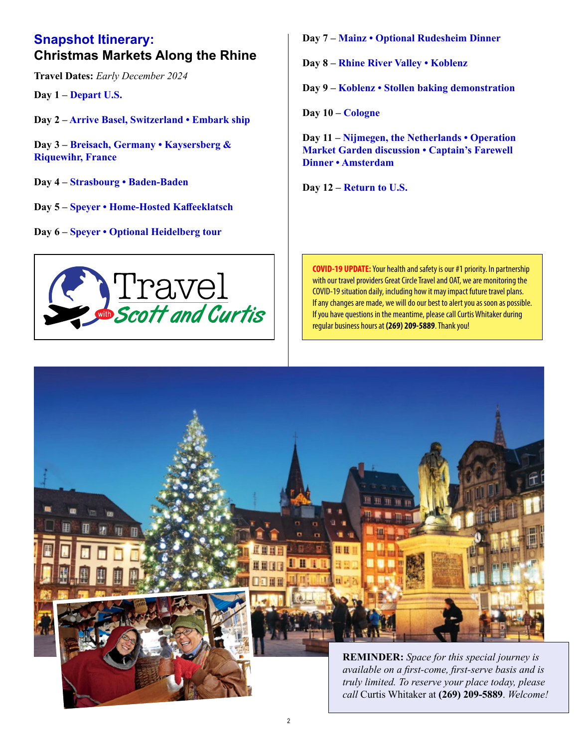## Snapshot Itinerary:
## Christmas Markets Along the Rhine

**Travel Dates:** *Early December 2024*

**Day 1 –** **Depart U.S.**

**Day 2 –** **Arrive Basel, Switzerland • Embark ship**

**Day 3 –** **Breisach, Germany • Kaysersberg & Riquewihr, France**

**Day 4 –** **Strasbourg • Baden-Baden**

**Day 5 –** **Speyer • Home-Hosted Kaffeeklatsch**

**Day 6 –** **Speyer • Optional Heidelberg tour**

**Day 7 –** **Mainz • Optional Rudesheim Dinner**

**Day 8 –** **Rhine River Valley • Koblenz**

**Day 9 –** **Koblenz • Stollen baking demonstration**

**Day 10 –** **Cologne**

**Day 11 –** **Nijmegen, the Netherlands • Operation Market Garden discussion • Captain's Farewell Dinner • Amsterdam**

**Day 12 –** **Return to U.S.**

Travel with Scott and Curtis

**COVID-19 UPDATE:** Your health and safety is our #1 priority. In partnership with our travel providers Great Circle Travel and OAT, we are monitoring the COVID-19 situation daily, including how it may impact future travel plans. If any changes are made, we will do our best to alert you as soon as possible. If you have questions in the meantime, please call Curtis Whitaker during regular business hours at **(269) 209-5889**. Thank you!

**REMINDER:** *Space for this special journey is available on a first-come, first-serve basis and is truly limited. To reserve your place today, please call* Curtis Whitaker at **(269) 209-5889**. *Welcome!*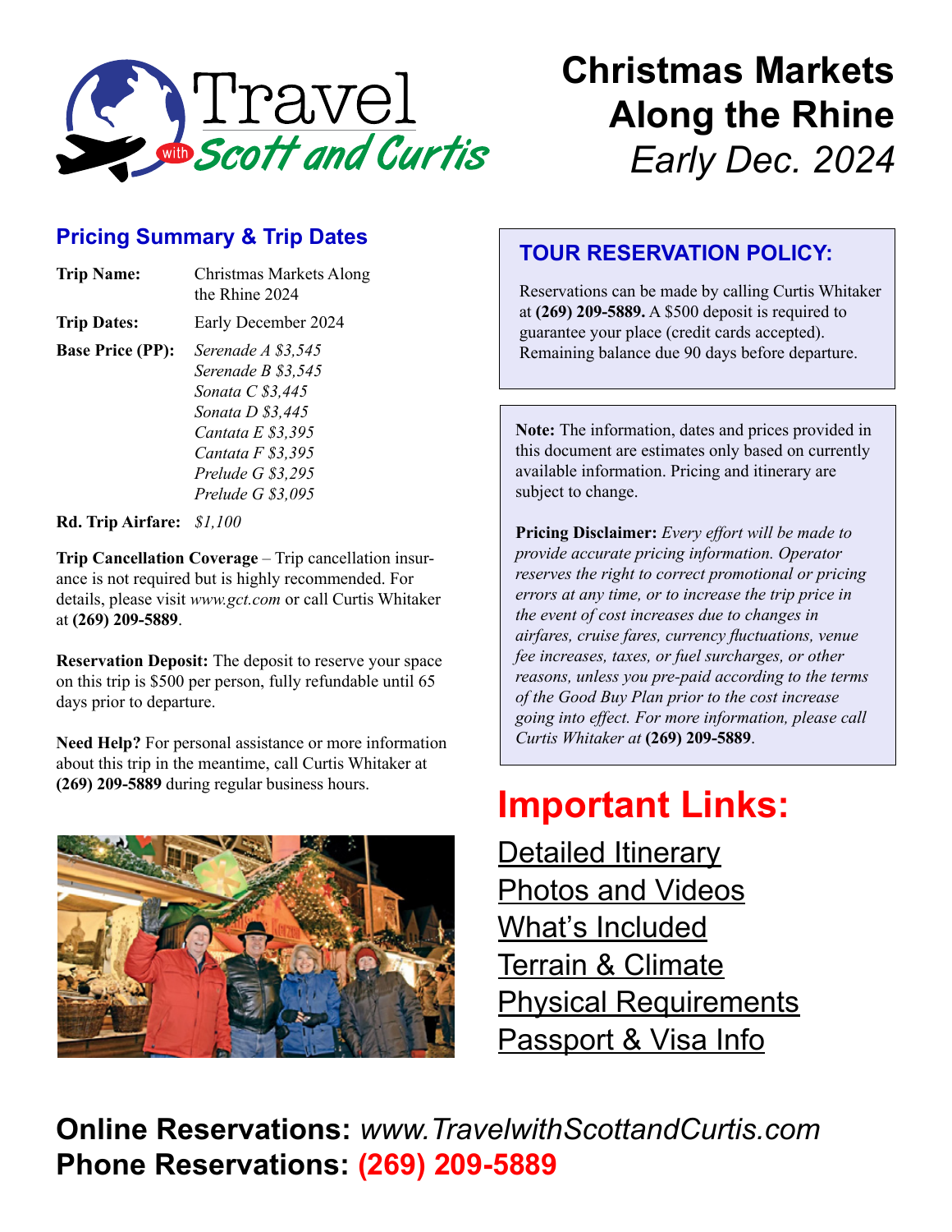Travel with Scott and Curtis

# Christmas Markets Along the Rhine *Early Dec. 2024*

## Pricing Summary & Trip Dates

| | |
|---|---|
| **Trip Name:** | Christmas Markets Along the Rhine 2024 |
| **Trip Dates:** | Early December 2024 |
| **Base Price (PP):** | *Serenade A $3,545*<br>*Serenade B $3,545*<br>*Sonata C $3,445*<br>*Sonata D $3,445*<br>*Cantata E $3,395*<br>*Cantata F $3,395*<br>*Prelude G $3,295*<br>*Prelude G $3,095* |
| **Rd. Trip Airfare:** | *$1,100* |

**Trip Cancellation Coverage** – Trip cancellation insurance is not required but is highly recommended. For details, please visit *www.gct.com* or call Curtis Whitaker at **(269) 209-5889**.

**Reservation Deposit:** The deposit to reserve your space on this trip is $500 per person, fully refundable until 65 days prior to departure.

**Need Help?** For personal assistance or more information about this trip in the meantime, call Curtis Whitaker at **(269) 209-5889** during regular business hours.

## TOUR RESERVATION POLICY:

Reservations can be made by calling Curtis Whitaker at **(269) 209-5889.** A $500 deposit is required to guarantee your place (credit cards accepted). Remaining balance due 90 days before departure.

**Note:** The information, dates and prices provided in this document are estimates only based on currently available information. Pricing and itinerary are subject to change.

**Pricing Disclaimer:** *Every effort will be made to provide accurate pricing information. Operator reserves the right to correct promotional or pricing errors at any time, or to increase the trip price in the event of cost increases due to changes in airfares, cruise fares, currency fluctuations, venue fee increases, taxes, or fuel surcharges, or other reasons, unless you pre-paid according to the terms of the Good Buy Plan prior to the cost increase going into effect. For more information, please call Curtis Whitaker at* **(269) 209-5889**.

## Important Links:

Detailed Itinerary
Photos and Videos
What's Included
Terrain & Climate
Physical Requirements
Passport & Visa Info

**Online Reservations:** *www.TravelwithScottandCurtis.com*
**Phone Reservations: (269) 209-5889**